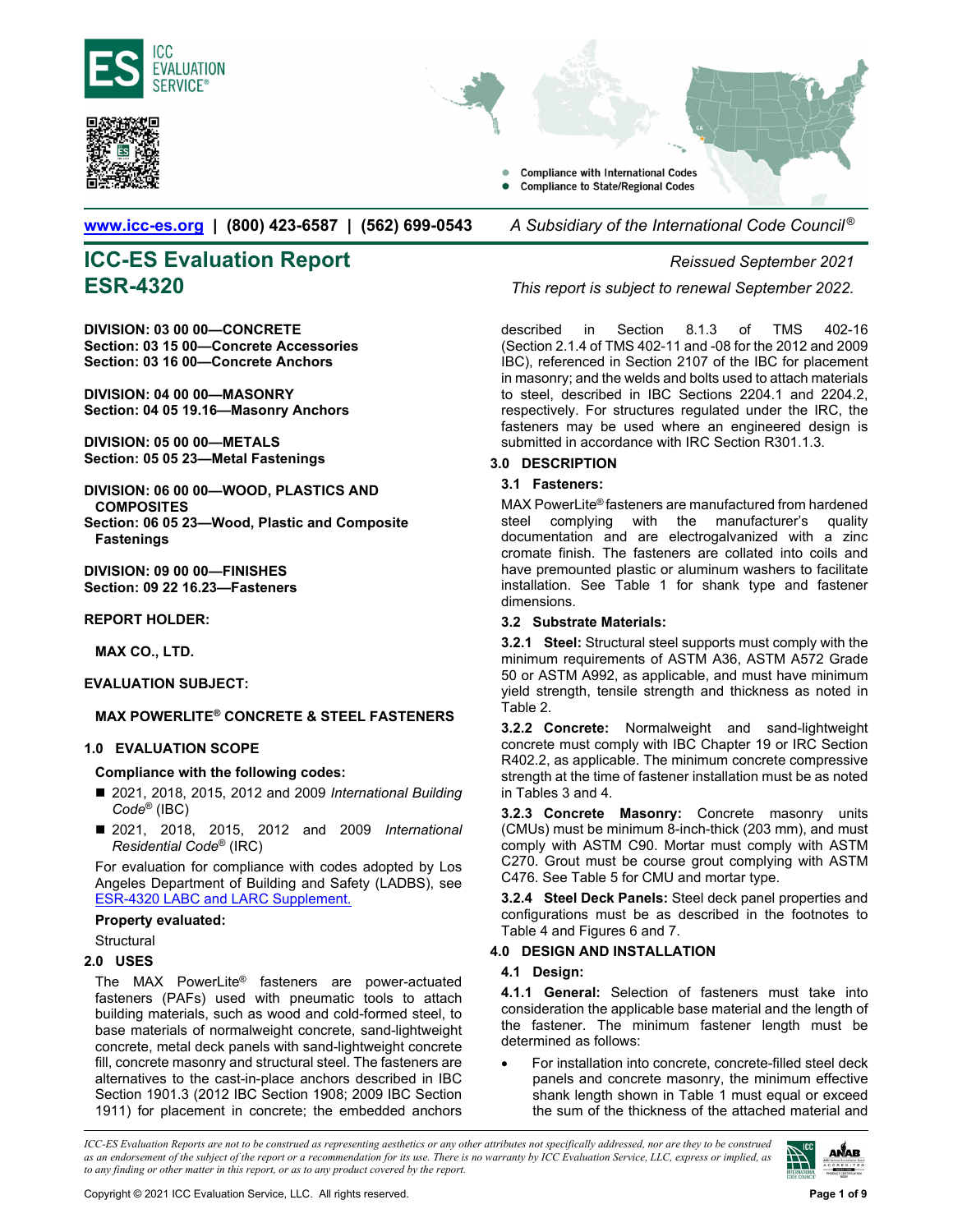www.icc-es.org | (800) 423-6587 | (562) 699-0543 *A Subsidiary of the International Code Council®*

# ICC-ES Evaluation Report ESR-4320

*Reissued September 2021*

*This report is subject to renewal September 2022.*

**DIVISION: 03 00 00—CONCRETE**
**Section: 03 15 00—Concrete Accessories**
**Section: 03 16 00—Concrete Anchors**

**DIVISION: 04 00 00—MASONRY**
**Section: 04 05 19.16—Masonry Anchors**

**DIVISION: 05 00 00—METALS**
**Section: 05 05 23—Metal Fastenings**

**DIVISION: 06 00 00—WOOD, PLASTICS AND COMPOSITES**
**Section: 06 05 23—Wood, Plastic and Composite Fastenings**

**DIVISION: 09 00 00—FINISHES**
**Section: 09 22 16.23—Fasteners**

**REPORT HOLDER:**

**MAX CO., LTD.**

**EVALUATION SUBJECT:**

**MAX POWERLITE® CONCRETE & STEEL FASTENERS**

## 1.0 EVALUATION SCOPE

**Compliance with the following codes:**

- 2021, 2018, 2015, 2012 and 2009 *International Building Code®* (IBC)
- 2021, 2018, 2015, 2012 and 2009 *International Residential Code®* (IRC)

For evaluation for compliance with codes adopted by Los Angeles Department of Building and Safety (LADBS), see ESR-4320 LABC and LARC Supplement.

**Property evaluated:**

Structural

## 2.0 USES

The MAX PowerLite® fasteners are power-actuated fasteners (PAFs) used with pneumatic tools to attach building materials, such as wood and cold-formed steel, to base materials of normalweight concrete, sand-lightweight concrete, metal deck panels with sand-lightweight concrete fill, concrete masonry and structural steel. The fasteners are alternatives to the cast-in-place anchors described in IBC Section 1901.3 (2012 IBC Section 1908; 2009 IBC Section 1911) for placement in concrete; the embedded anchors described in Section 8.1.3 of TMS 402-16 (Section 2.1.4 of TMS 402-11 and -08 for the 2012 and 2009 IBC), referenced in Section 2107 of the IBC for placement in masonry; and the welds and bolts used to attach materials to steel, described in IBC Sections 2204.1 and 2204.2, respectively. For structures regulated under the IRC, the fasteners may be used where an engineered design is submitted in accordance with IRC Section R301.1.3.

## 3.0 DESCRIPTION

### 3.1 Fasteners:

MAX PowerLite® fasteners are manufactured from hardened steel complying with the manufacturer's quality documentation and are electrogalvanized with a zinc cromate finish. The fasteners are collated into coils and have premounted plastic or aluminum washers to facilitate installation. See Table 1 for shank type and fastener dimensions.

### 3.2 Substrate Materials:

**3.2.1 Steel:** Structural steel supports must comply with the minimum requirements of ASTM A36, ASTM A572 Grade 50 or ASTM A992, as applicable, and must have minimum yield strength, tensile strength and thickness as noted in Table 2.

**3.2.2 Concrete:** Normalweight and sand-lightweight concrete must comply with IBC Chapter 19 or IRC Section R402.2, as applicable. The minimum concrete compressive strength at the time of fastener installation must be as noted in Tables 3 and 4.

**3.2.3 Concrete Masonry:** Concrete masonry units (CMUs) must be minimum 8-inch-thick (203 mm), and must comply with ASTM C90. Mortar must comply with ASTM C270. Grout must be course grout complying with ASTM C476. See Table 5 for CMU and mortar type.

**3.2.4 Steel Deck Panels:** Steel deck panel properties and configurations must be as described in the footnotes to Table 4 and Figures 6 and 7.

## 4.0 DESIGN AND INSTALLATION

### 4.1 Design:

**4.1.1 General:** Selection of fasteners must take into consideration the applicable base material and the length of the fastener. The minimum fastener length must be determined as follows:

- For installation into concrete, concrete-filled steel deck panels and concrete masonry, the minimum effective shank length shown in Table 1 must equal or exceed the sum of the thickness of the attached material and

*ICC-ES Evaluation Reports are not to be construed as representing aesthetics or any other attributes not specifically addressed, nor are they to be construed as an endorsement of the subject of the report or a recommendation for its use. There is no warranty by ICC Evaluation Service, LLC, express or implied, as to any finding or other matter in this report, or as to any product covered by the report.*

Copyright © 2021 ICC Evaluation Service, LLC. All rights reserved.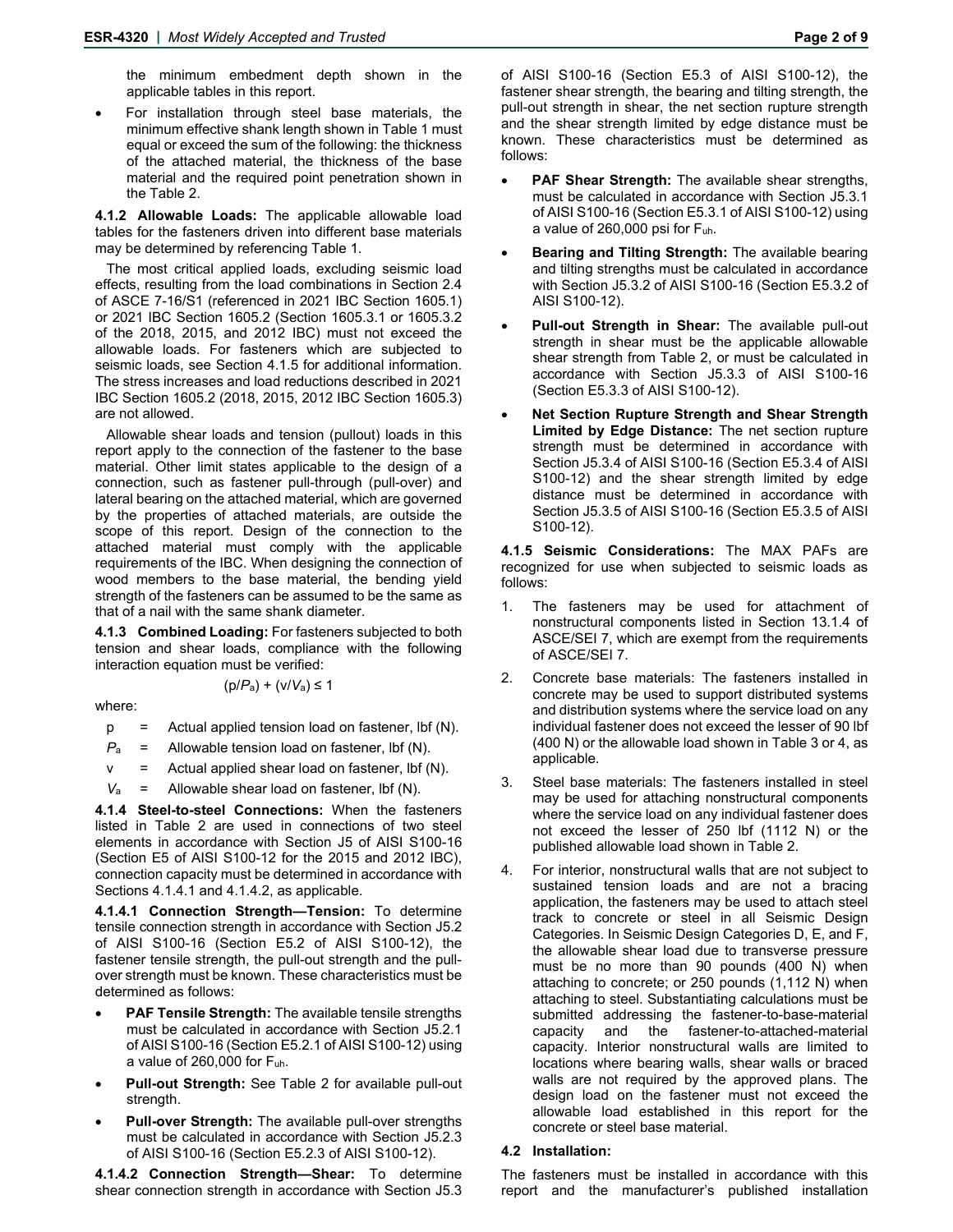the minimum embedment depth shown in the applicable tables in this report.

- For installation through steel base materials, the minimum effective shank length shown in Table 1 must equal or exceed the sum of the following: the thickness of the attached material, the thickness of the base material and the required point penetration shown in the Table 2.

**4.1.2 Allowable Loads:** The applicable allowable load tables for the fasteners driven into different base materials may be determined by referencing Table 1.

The most critical applied loads, excluding seismic load effects, resulting from the load combinations in Section 2.4 of ASCE 7-16/S1 (referenced in 2021 IBC Section 1605.1) or 2021 IBC Section 1605.2 (Section 1605.3.1 or 1605.3.2 of the 2018, 2015, and 2012 IBC) must not exceed the allowable loads. For fasteners which are subjected to seismic loads, see Section 4.1.5 for additional information. The stress increases and load reductions described in 2021 IBC Section 1605.2 (2018, 2015, 2012 IBC Section 1605.3) are not allowed.

Allowable shear loads and tension (pullout) loads in this report apply to the connection of the fastener to the base material. Other limit states applicable to the design of a connection, such as fastener pull-through (pull-over) and lateral bearing on the attached material, which are governed by the properties of attached materials, are outside the scope of this report. Design of the connection to the attached material must comply with the applicable requirements of the IBC. When designing the connection of wood members to the base material, the bending yield strength of the fasteners can be assumed to be the same as that of a nail with the same shank diameter.

**4.1.3 Combined Loading:** For fasteners subjected to both tension and shear loads, compliance with the following interaction equation must be verified:

$$(p/P_a) + (v/V_a) \leq 1$$

where:

| | | |
|---|---|---|
| p | = | Actual applied tension load on fastener, lbf (N). |
| $P_a$ | = | Allowable tension load on fastener, lbf (N). |
| v | = | Actual applied shear load on fastener, lbf (N). |
| $V_a$ | = | Allowable shear load on fastener, lbf (N). |

**4.1.4 Steel-to-steel Connections:** When the fasteners listed in Table 2 are used in connections of two steel elements in accordance with Section J5 of AISI S100-16 (Section E5 of AISI S100-12 for the 2015 and 2012 IBC), connection capacity must be determined in accordance with Sections 4.1.4.1 and 4.1.4.2, as applicable.

**4.1.4.1 Connection Strength—Tension:** To determine tensile connection strength in accordance with Section J5.2 of AISI S100-16 (Section E5.2 of AISI S100-12), the fastener tensile strength, the pull-out strength and the pull-over strength must be known. These characteristics must be determined as follows:

- **PAF Tensile Strength:** The available tensile strengths must be calculated in accordance with Section J5.2.1 of AISI S100-16 (Section E5.2.1 of AISI S100-12) using a value of 260,000 psi for $F_{uh}$.
- **Pull-out Strength:** See Table 2 for available pull-out strength.
- **Pull-over Strength:** The available pull-over strengths must be calculated in accordance with Section J5.2.3 of AISI S100-16 (Section E5.2.3 of AISI S100-12).

**4.1.4.2 Connection Strength—Shear:** To determine shear connection strength in accordance with Section J5.3 of AISI S100-16 (Section E5.3 of AISI S100-12), the fastener shear strength, the bearing and tilting strength, the pull-out strength in shear, the net section rupture strength and the shear strength limited by edge distance must be known. These characteristics must be determined as follows:

- **PAF Shear Strength:** The available shear strengths, must be calculated in accordance with Section J5.3.1 of AISI S100-16 (Section E5.3.1 of AISI S100-12) using a value of 260,000 psi for $F_{uh}$.
- **Bearing and Tilting Strength:** The available bearing and tilting strengths must be calculated in accordance with Section J5.3.2 of AISI S100-16 (Section E5.3.2 of AISI S100-12).
- **Pull-out Strength in Shear:** The available pull-out strength in shear must be the applicable allowable shear strength from Table 2, or must be calculated in accordance with Section J5.3.3 of AISI S100-16 (Section E5.3.3 of AISI S100-12).
- **Net Section Rupture Strength and Shear Strength Limited by Edge Distance:** The net section rupture strength must be determined in accordance with Section J5.3.4 of AISI S100-16 (Section E5.3.4 of AISI S100-12) and the shear strength limited by edge distance must be determined in accordance with Section J5.3.5 of AISI S100-16 (Section E5.3.5 of AISI S100-12).

**4.1.5 Seismic Considerations:** The MAX PAFs are recognized for use when subjected to seismic loads as follows:

1. The fasteners may be used for attachment of nonstructural components listed in Section 13.1.4 of ASCE/SEI 7, which are exempt from the requirements of ASCE/SEI 7.
2. Concrete base materials: The fasteners installed in concrete may be used to support distributed systems and distribution systems where the service load on any individual fastener does not exceed the lesser of 90 lbf (400 N) or the allowable load shown in Table 3 or 4, as applicable.
3. Steel base materials: The fasteners installed in steel may be used for attaching nonstructural components where the service load on any individual fastener does not exceed the lesser of 250 lbf (1112 N) or the published allowable load shown in Table 2.
4. For interior, nonstructural walls that are not subject to sustained tension loads and are not a bracing application, the fasteners may be used to attach steel track to concrete or steel in all Seismic Design Categories. In Seismic Design Categories D, E, and F, the allowable shear load due to transverse pressure must be no more than 90 pounds (400 N) when attaching to concrete; or 250 pounds (1,112 N) when attaching to steel. Substantiating calculations must be submitted addressing the fastener-to-base-material capacity and the fastener-to-attached-material capacity. Interior nonstructural walls are limited to locations where bearing walls, shear walls or braced walls are not required by the approved plans. The design load on the fastener must not exceed the allowable load established in this report for the concrete or steel base material.

### 4.2 Installation:

The fasteners must be installed in accordance with this report and the manufacturer's published installation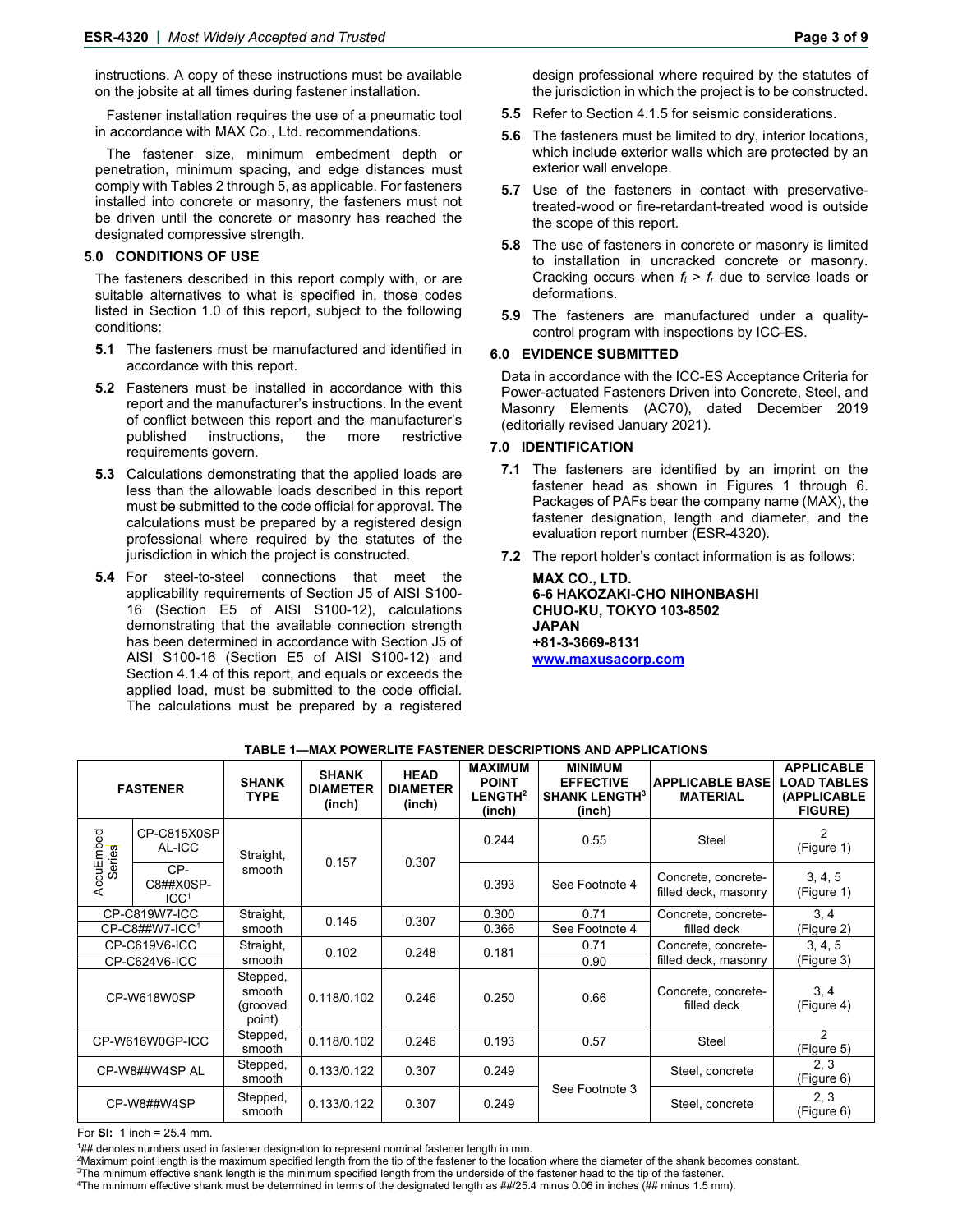instructions. A copy of these instructions must be available on the jobsite at all times during fastener installation.

Fastener installation requires the use of a pneumatic tool in accordance with MAX Co., Ltd. recommendations.

The fastener size, minimum embedment depth or penetration, minimum spacing, and edge distances must comply with Tables 2 through 5, as applicable. For fasteners installed into concrete or masonry, the fasteners must not be driven until the concrete or masonry has reached the designated compressive strength.

## 5.0 CONDITIONS OF USE

The fasteners described in this report comply with, or are suitable alternatives to what is specified in, those codes listed in Section 1.0 of this report, subject to the following conditions:

**5.1** The fasteners must be manufactured and identified in accordance with this report.

**5.2** Fasteners must be installed in accordance with this report and the manufacturer's instructions. In the event of conflict between this report and the manufacturer's published instructions, the more restrictive requirements govern.

**5.3** Calculations demonstrating that the applied loads are less than the allowable loads described in this report must be submitted to the code official for approval. The calculations must be prepared by a registered design professional where required by the statutes of the jurisdiction in which the project is constructed.

**5.4** For steel-to-steel connections that meet the applicability requirements of Section J5 of AISI S100-16 (Section E5 of AISI S100-12), calculations demonstrating that the available connection strength has been determined in accordance with Section J5 of AISI S100-16 (Section E5 of AISI S100-12) and Section 4.1.4 of this report, and equals or exceeds the applied load, must be submitted to the code official. The calculations must be prepared by a registered design professional where required by the statutes of the jurisdiction in which the project is to be constructed.

**5.5** Refer to Section 4.1.5 for seismic considerations.

**5.6** The fasteners must be limited to dry, interior locations, which include exterior walls which are protected by an exterior wall envelope.

**5.7** Use of the fasteners in contact with preservative-treated-wood or fire-retardant-treated wood is outside the scope of this report.

**5.8** The use of fasteners in concrete or masonry is limited to installation in uncracked concrete or masonry. Cracking occurs when $f_t > f_r$ due to service loads or deformations.

**5.9** The fasteners are manufactured under a quality-control program with inspections by ICC-ES.

## 6.0 EVIDENCE SUBMITTED

Data in accordance with the ICC-ES Acceptance Criteria for Power-actuated Fasteners Driven into Concrete, Steel, and Masonry Elements (AC70), dated December 2019 (editorially revised January 2021).

## 7.0 IDENTIFICATION

**7.1** The fasteners are identified by an imprint on the fastener head as shown in Figures 1 through 6. Packages of PAFs bear the company name (MAX), the fastener designation, length and diameter, and the evaluation report number (ESR-4320).

**7.2** The report holder's contact information is as follows:

**MAX CO., LTD.**
**6-6 HAKOZAKI-CHO NIHONBASHI**
**CHUO-KU, TOKYO 103-8502**
**JAPAN**
**+81-3-3669-8131**
**www.maxusacorp.com**

**TABLE 1—MAX POWERLITE FASTENER DESCRIPTIONS AND APPLICATIONS**

| FASTENER | | SHANK TYPE | SHANK DIAMETER (inch) | HEAD DIAMETER (inch) | MAXIMUM POINT LENGTH[2] (inch) | MINIMUM EFFECTIVE SHANK LENGTH[3] (inch) | APPLICABLE BASE MATERIAL | APPLICABLE LOAD TABLES (APPLICABLE FIGURE) |
|---|---|---|---|---|---|---|---|---|
| AccuEmbed Series | CP-C815X0SP AL-ICC | Straight, smooth | 0.157 | 0.307 | 0.244 | 0.55 | Steel | 2 (Figure 1) |
| | CP-C8##X0SP-ICC[1] | | | | 0.393 | See Footnote 4 | Concrete, concrete-filled deck, masonry | 3, 4, 5 (Figure 1) |
| CP-C819W7-ICC | | Straight, smooth | 0.145 | 0.307 | 0.300 | 0.71 | Concrete, concrete-filled deck | 3, 4 (Figure 2) |
| CP-C8##W7-ICC[1] | | | | | 0.366 | See Footnote 4 | | |
| CP-C619V6-ICC | | Straight, smooth | 0.102 | 0.248 | 0.181 | 0.71 | Concrete, concrete-filled deck, masonry | 3, 4, 5 (Figure 3) |
| CP-C624V6-ICC | | | | | | 0.90 | | |
| CP-W618W0SP | | Stepped, smooth (grooved point) | 0.118/0.102 | 0.246 | 0.250 | 0.66 | Concrete, concrete-filled deck | 3, 4 (Figure 4) |
| CP-W616W0GP-ICC | | Stepped, smooth | 0.118/0.102 | 0.246 | 0.193 | 0.57 | Steel | 2 (Figure 5) |
| CP-W8##W4SP AL | | Stepped, smooth | 0.133/0.122 | 0.307 | 0.249 | See Footnote 3 | Steel, concrete | 2, 3 (Figure 6) |
| CP-W8##W4SP | | Stepped, smooth | 0.133/0.122 | 0.307 | 0.249 | | Steel, concrete | 2, 3 (Figure 6) |

For **SI:** 1 inch = 25.4 mm.

[1]## denotes numbers used in fastener designation to represent nominal fastener length in mm.
[2]Maximum point length is the maximum specified length from the tip of the fastener to the location where the diameter of the shank becomes constant.
[3]The minimum effective shank length is the minimum specified length from the underside of the fastener head to the tip of the fastener.
[4]The minimum effective shank must be determined in terms of the designated length as ##/25.4 minus 0.06 in inches (## minus 1.5 mm).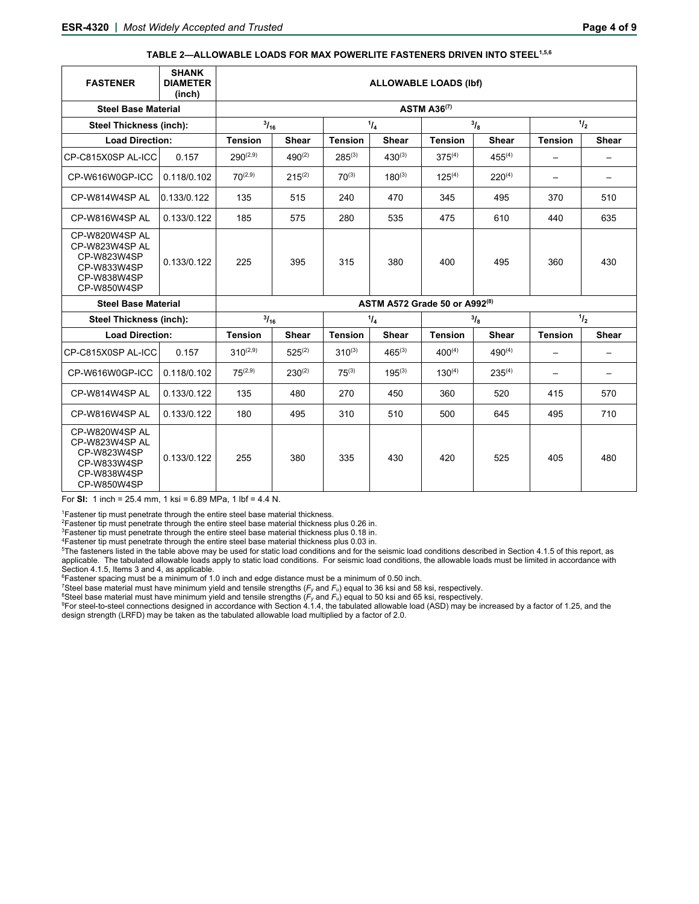**TABLE 2—ALLOWABLE LOADS FOR MAX POWERLITE FASTENERS DRIVEN INTO STEEL[1,5,6]**

| FASTENER | SHANK DIAMETER (inch) | ALLOWABLE LOADS (lbf) | | | | | | | |
|---|---|---|---|---|---|---|---|---|---|
| Steel Base Material | | ASTM A36[7] | | | | | | | |
| Steel Thickness (inch): | | 3/16 | | 1/4 | | 3/8 | | 1/2 | |
| Load Direction: | | Tension | Shear | Tension | Shear | Tension | Shear | Tension | Shear |
| CP-C815X0SP AL-ICC | 0.157 | 290[2,9] | 490[2] | 285[3] | 430[3] | 375[4] | 455[4] | – | – |
| CP-W616W0GP-ICC | 0.118/0.102 | 70[2,9] | 215[2] | 70[3] | 180[3] | 125[4] | 220[4] | – | – |
| CP-W814W4SP AL | 0.133/0.122 | 135 | 515 | 240 | 470 | 345 | 495 | 370 | 510 |
| CP-W816W4SP AL | 0.133/0.122 | 185 | 575 | 280 | 535 | 475 | 610 | 440 | 635 |
| CP-W820W4SP AL<br>CP-W823W4SP AL<br>CP-W823W4SP<br>CP-W833W4SP<br>CP-W838W4SP<br>CP-W850W4SP | 0.133/0.122 | 225 | 395 | 315 | 380 | 400 | 495 | 360 | 430 |
| Steel Base Material | | ASTM A572 Grade 50 or A992[8] | | | | | | | |
| Steel Thickness (inch): | | 3/16 | | 1/4 | | 3/8 | | 1/2 | |
| Load Direction: | | Tension | Shear | Tension | Shear | Tension | Shear | Tension | Shear |
| CP-C815X0SP AL-ICC | 0.157 | 310[2,9] | 525[2] | 310[3] | 465[3] | 400[4] | 490[4] | – | – |
| CP-W616W0GP-ICC | 0.118/0.102 | 75[2,9] | 230[2] | 75[3] | 195[3] | 130[4] | 235[4] | – | – |
| CP-W814W4SP AL | 0.133/0.122 | 135 | 480 | 270 | 450 | 360 | 520 | 415 | 570 |
| CP-W816W4SP AL | 0.133/0.122 | 180 | 495 | 310 | 510 | 500 | 645 | 495 | 710 |
| CP-W820W4SP AL<br>CP-W823W4SP AL<br>CP-W823W4SP<br>CP-W833W4SP<br>CP-W838W4SP<br>CP-W850W4SP | 0.133/0.122 | 255 | 380 | 335 | 430 | 420 | 525 | 405 | 480 |

For **SI:** 1 inch = 25.4 mm, 1 ksi = 6.89 MPa, 1 lbf = 4.4 N.

[1]Fastener tip must penetrate through the entire steel base material thickness.
[2]Fastener tip must penetrate through the entire steel base material thickness plus 0.26 in.
[3]Fastener tip must penetrate through the entire steel base material thickness plus 0.18 in.
[4]Fastener tip must penetrate through the entire steel base material thickness plus 0.03 in.
[5]The fasteners listed in the table above may be used for static load conditions and for the seismic load conditions described in Section 4.1.5 of this report, as applicable. The tabulated allowable loads apply to static load conditions. For seismic load conditions, the allowable loads must be limited in accordance with Section 4.1.5, Items 3 and 4, as applicable.
[6]Fastener spacing must be a minimum of 1.0 inch and edge distance must be a minimum of 0.50 inch.
[7]Steel base material must have minimum yield and tensile strengths ($F_y$ and $F_u$) equal to 36 ksi and 58 ksi, respectively.
[8]Steel base material must have minimum yield and tensile strengths ($F_y$ and $F_u$) equal to 50 ksi and 65 ksi, respectively.
[9]For steel-to-steel connections designed in accordance with Section 4.1.4, the tabulated allowable load (ASD) may be increased by a factor of 1.25, and the design strength (LRFD) may be taken as the tabulated allowable load multiplied by a factor of 2.0.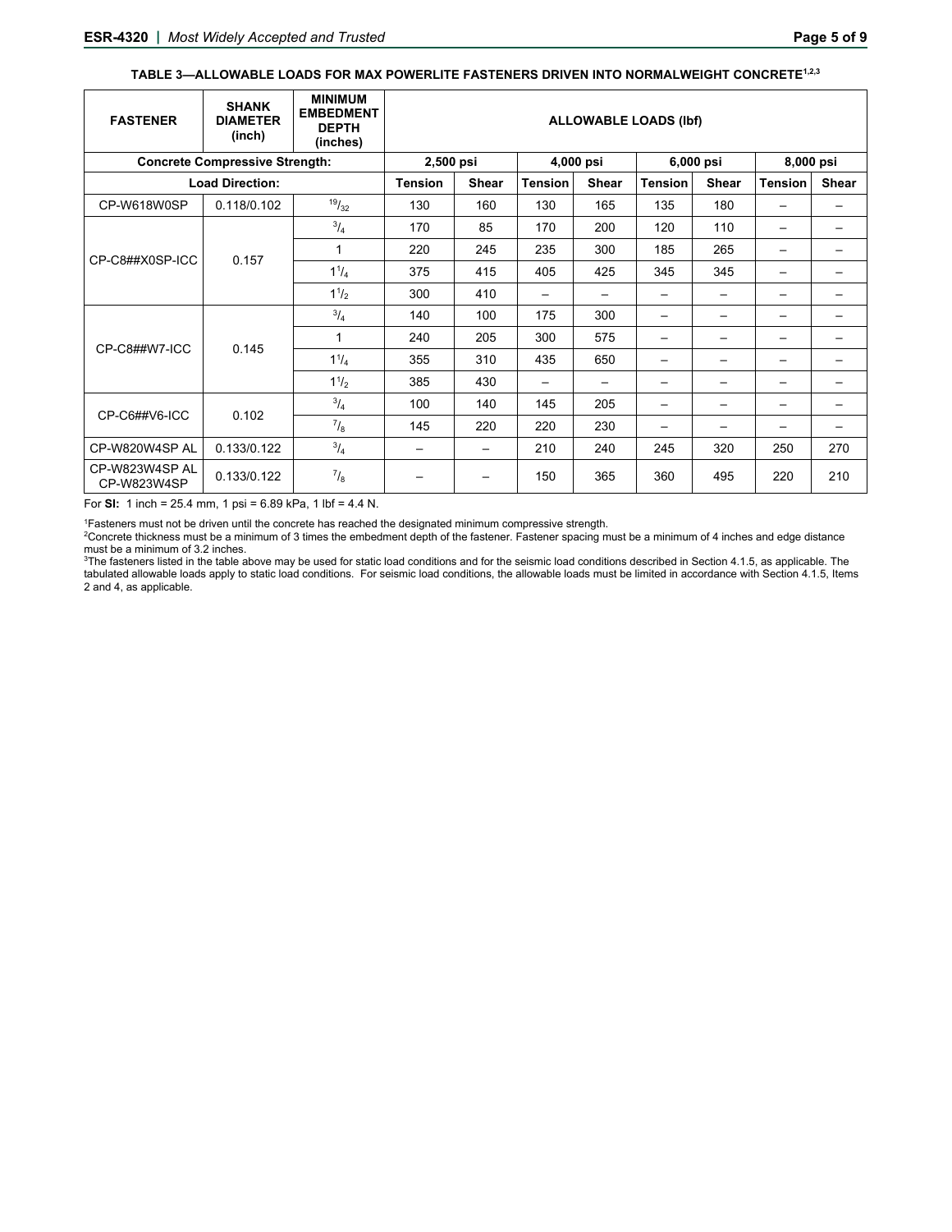**TABLE 3—ALLOWABLE LOADS FOR MAX POWERLITE FASTENERS DRIVEN INTO NORMALWEIGHT CONCRETE[1,2,3]**

| FASTENER | SHANK DIAMETER (inch) | MINIMUM EMBEDMENT DEPTH (inches) | ALLOWABLE LOADS (lbf) | | | | | | | |
|---|---|---|---|---|---|---|---|---|---|---|
| Concrete Compressive Strength: | | | 2,500 psi | | 4,000 psi | | 6,000 psi | | 8,000 psi | |
| Load Direction: | | | Tension | Shear | Tension | Shear | Tension | Shear | Tension | Shear |
| CP-W618W0SP | 0.118/0.102 | $^{19}/_{32}$ | 130 | 160 | 130 | 165 | 135 | 180 | – | – |
| CP-C8##X0SP-ICC | 0.157 | $^{3}/_{4}$ | 170 | 85 | 170 | 200 | 120 | 110 | – | – |
| | | 1 | 220 | 245 | 235 | 300 | 185 | 265 | – | – |
| | | $1^{1}/_{4}$ | 375 | 415 | 405 | 425 | 345 | 345 | – | – |
| | | $1^{1}/_{2}$ | 300 | 410 | – | – | – | – | – | – |
| CP-C8##W7-ICC | 0.145 | $^{3}/_{4}$ | 140 | 100 | 175 | 300 | – | – | – | – |
| | | 1 | 240 | 205 | 300 | 575 | – | – | – | – |
| | | $1^{1}/_{4}$ | 355 | 310 | 435 | 650 | – | – | – | – |
| | | $1^{1}/_{2}$ | 385 | 430 | – | – | – | – | – | – |
| CP-C6##V6-ICC | 0.102 | $^{3}/_{4}$ | 100 | 140 | 145 | 205 | – | – | – | – |
| | | $^{7}/_{8}$ | 145 | 220 | 220 | 230 | – | – | – | – |
| CP-W820W4SP AL | 0.133/0.122 | $^{3}/_{4}$ | – | – | 210 | 240 | 245 | 320 | 250 | 270 |
| CP-W823W4SP AL CP-W823W4SP | 0.133/0.122 | $^{7}/_{8}$ | – | – | 150 | 365 | 360 | 495 | 220 | 210 |

For **SI:** 1 inch = 25.4 mm, 1 psi = 6.89 kPa, 1 lbf = 4.4 N.

[1]Fasteners must not be driven until the concrete has reached the designated minimum compressive strength.
[2]Concrete thickness must be a minimum of 3 times the embedment depth of the fastener. Fastener spacing must be a minimum of 4 inches and edge distance must be a minimum of 3.2 inches.
[3]The fasteners listed in the table above may be used for static load conditions and for the seismic load conditions described in Section 4.1.5, as applicable. The tabulated allowable loads apply to static load conditions. For seismic load conditions, the allowable loads must be limited in accordance with Section 4.1.5, Items 2 and 4, as applicable.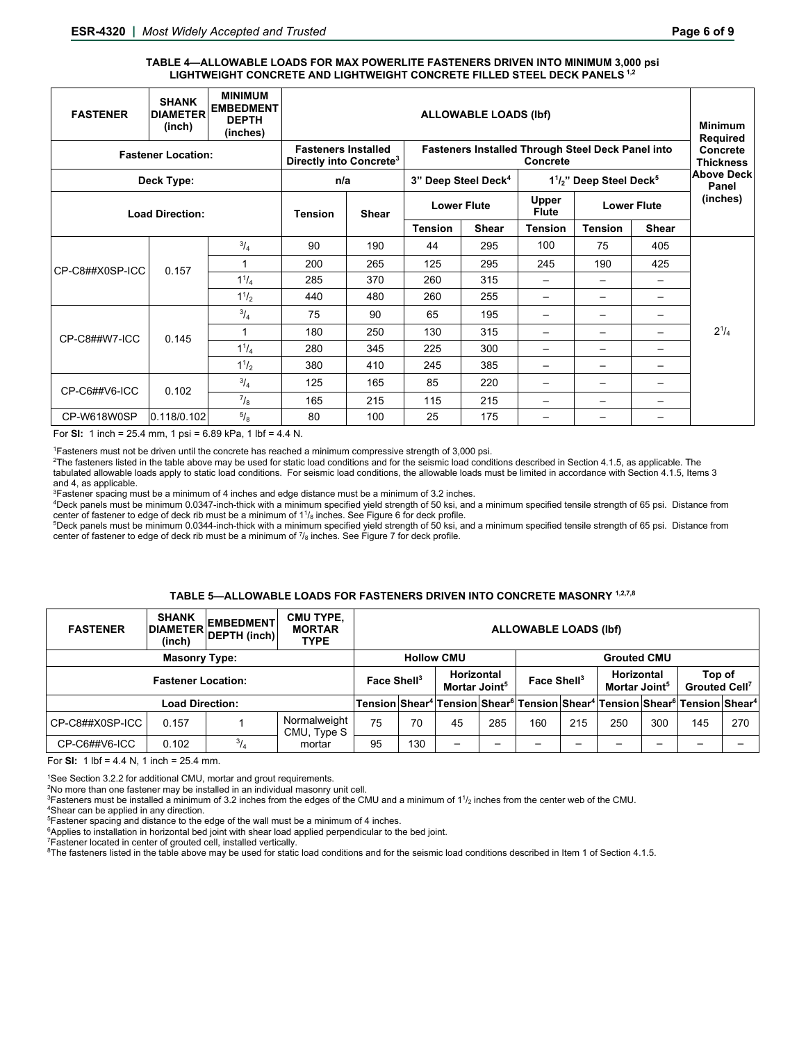**TABLE 4—ALLOWABLE LOADS FOR MAX POWERLITE FASTENERS DRIVEN INTO MINIMUM 3,000 psi LIGHTWEIGHT CONCRETE AND LIGHTWEIGHT CONCRETE FILLED STEEL DECK PANELS [1,2]**

| FASTENER | SHANK DIAMETER (inch) | MINIMUM EMBEDMENT DEPTH (inches) | ALLOWABLE LOADS (lbf) | | | | | | | | Minimum Required Concrete Thickness Above Deck Panel (inches) |
|---|---|---|---|---|---|---|---|---|---|---|---|
| Fastener Location: | | | Fasteners Installed Directly into Concrete[3] | | Fasteners Installed Through Steel Deck Panel into Concrete | | | | | | |
| Deck Type: | | | n/a | | 3" Deep Steel Deck[4] | | $1^1/_2$" Deep Steel Deck[5] | | | | |
| Load Direction: | | | Tension | Shear | Lower Flute | | Upper Flute | Lower Flute | | | |
| | | | | | Tension | Shear | Tension | Tension | Shear | | |
| CP-C8##X0SP-ICC | 0.157 | $^3/_4$ | 90 | 190 | 44 | 295 | 100 | 75 | 405 | | $2^1/_4$ |
| | | 1 | 200 | 265 | 125 | 295 | 245 | 190 | 425 | | |
| | | $1^1/_4$ | 285 | 370 | 260 | 315 | – | – | – | | |
| | | $1^1/_2$ | 440 | 480 | 260 | 255 | – | – | – | | |
| CP-C8##W7-ICC | 0.145 | $^3/_4$ | 75 | 90 | 65 | 195 | – | – | – | | |
| | | 1 | 180 | 250 | 130 | 315 | – | – | – | | |
| | | $1^1/_4$ | 280 | 345 | 225 | 300 | – | – | – | | |
| | | $1^1/_2$ | 380 | 410 | 245 | 385 | – | – | – | | |
| CP-C6##V6-ICC | 0.102 | $^3/_4$ | 125 | 165 | 85 | 220 | – | – | – | | |
| | | $^7/_8$ | 165 | 215 | 115 | 215 | – | – | – | | |
| CP-W618W0SP | 0.118/0.102 | $^5/_8$ | 80 | 100 | 25 | 175 | – | – | – | | |

For **SI:** 1 inch = 25.4 mm, 1 psi = 6.89 kPa, 1 lbf = 4.4 N.

[1]Fasteners must not be driven until the concrete has reached a minimum compressive strength of 3,000 psi.
[2]The fasteners listed in the table above may be used for static load conditions and for the seismic load conditions described in Section 4.1.5, as applicable. The tabulated allowable loads apply to static load conditions. For seismic load conditions, the allowable loads must be limited in accordance with Section 4.1.5, Items 3 and 4, as applicable.
[3]Fastener spacing must be a minimum of 4 inches and edge distance must be a minimum of 3.2 inches.
[4]Deck panels must be minimum 0.0347-inch-thick with a minimum specified yield strength of 50 ksi, and a minimum specified tensile strength of 65 psi. Distance from center of fastener to edge of deck rib must be a minimum of $1^1/_8$ inches. See Figure 6 for deck profile.
[5]Deck panels must be minimum 0.0344-inch-thick with a minimum specified yield strength of 50 ksi, and a minimum specified tensile strength of 65 psi. Distance from center of fastener to edge of deck rib must be a minimum of $^7/_8$ inches. See Figure 7 for deck profile.

**TABLE 5—ALLOWABLE LOADS FOR FASTENERS DRIVEN INTO CONCRETE MASONRY [1,2,7,8]**

| FASTENER | SHANK DIAMETER (inch) | EMBEDMENT DEPTH (inch) | CMU TYPE, MORTAR TYPE | ALLOWABLE LOADS (lbf) | | | | | | | | | |
|---|---|---|---|---|---|---|---|---|---|---|---|---|---|
| Masonry Type: | | | | Hollow CMU | | | | Grouted CMU | | | | | |
| Fastener Location: | | | | Face Shell[3] | | Horizontal Mortar Joint[5] | | Face Shell[3] | | Horizontal Mortar Joint[5] | | Top of Grouted Cell[7] | |
| Load Direction: | | | | Tension | Shear[4] | Tension | Shear[6] | Tension | Shear[4] | Tension | Shear[6] | Tension | Shear[4] |
| CP-C8##X0SP-ICC | 0.157 | 1 | Normalweight CMU, Type S mortar | 75 | 70 | 45 | 285 | 160 | 215 | 250 | 300 | 145 | 270 |
| CP-C6##V6-ICC | 0.102 | $^3/_4$ | | 95 | 130 | – | – | – | – | – | – | – | – |

For **SI:** 1 lbf = 4.4 N, 1 inch = 25.4 mm.

[1]See Section 3.2.2 for additional CMU, mortar and grout requirements.
[2]No more than one fastener may be installed in an individual masonry unit cell.
[3]Fasteners must be installed a minimum of 3.2 inches from the edges of the CMU and a minimum of $1^1/_2$ inches from the center web of the CMU.
[4]Shear can be applied in any direction.
[5]Fastener spacing and distance to the edge of the wall must be a minimum of 4 inches.
[6]Applies to installation in horizontal bed joint with shear load applied perpendicular to the bed joint.
[7]Fastener located in center of grouted cell, installed vertically.
[8]The fasteners listed in the table above may be used for static load conditions and for the seismic load conditions described in Item 1 of Section 4.1.5.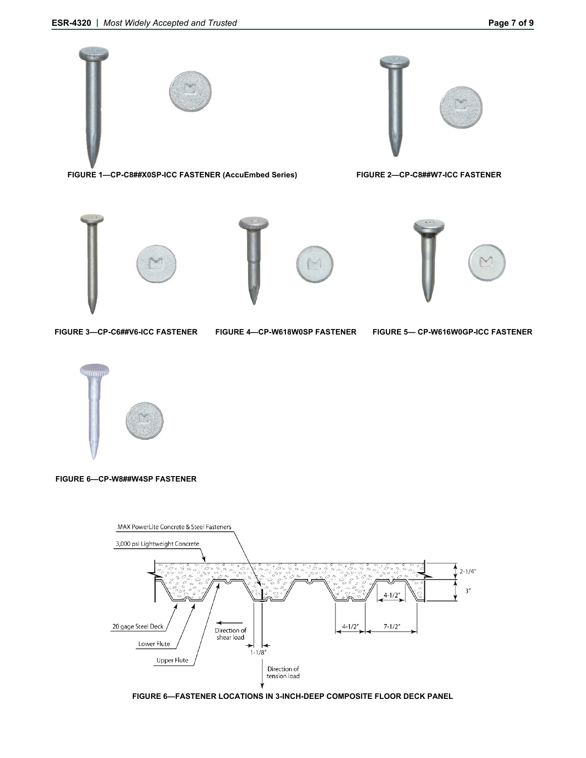FIGURE 1—CP-C8##X0SP-ICC FASTENER (AccuEmbed Series)

FIGURE 2—CP-C8##W7-ICC FASTENER

FIGURE 3—CP-C6##V6-ICC FASTENER

FIGURE 4—CP-W618W0SP FASTENER

FIGURE 5— CP-W616W0GP-ICC FASTENER

FIGURE 6—CP-W8##W4SP FASTENER

MAX PowerLite Concrete & Steel Fasteners

3,000 psi Lightweight Concrete

2-1/4"

3"

4-1/2"

20 gage Steel Deck

Lower Flute

Upper Flute

Direction of shear load

1-1/8"

4-1/2"

7-1/2"

Direction of tension load

FIGURE 6—FASTENER LOCATIONS IN 3-INCH-DEEP COMPOSITE FLOOR DECK PANEL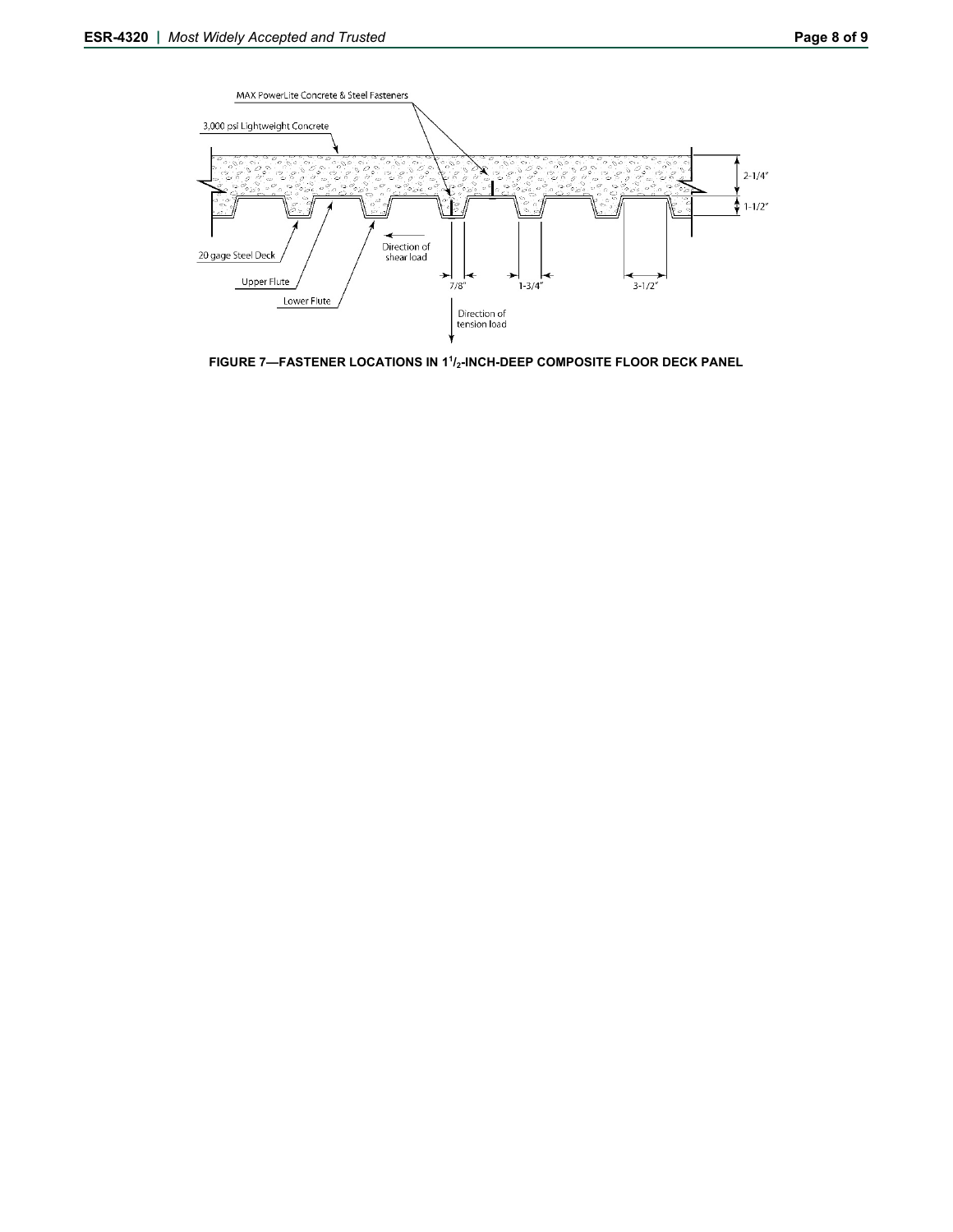MAX PowerLite Concrete & Steel Fasteners

3,000 psi Lightweight Concrete

2-1/4"

1-1/2"

20 gage Steel Deck

Upper Flute

Lower Flute

Direction of shear load

7/8"

1-3/4"

3-1/2"

Direction of tension load

**FIGURE 7—FASTENER LOCATIONS IN 1[1]/[2]-INCH-DEEP COMPOSITE FLOOR DECK PANEL**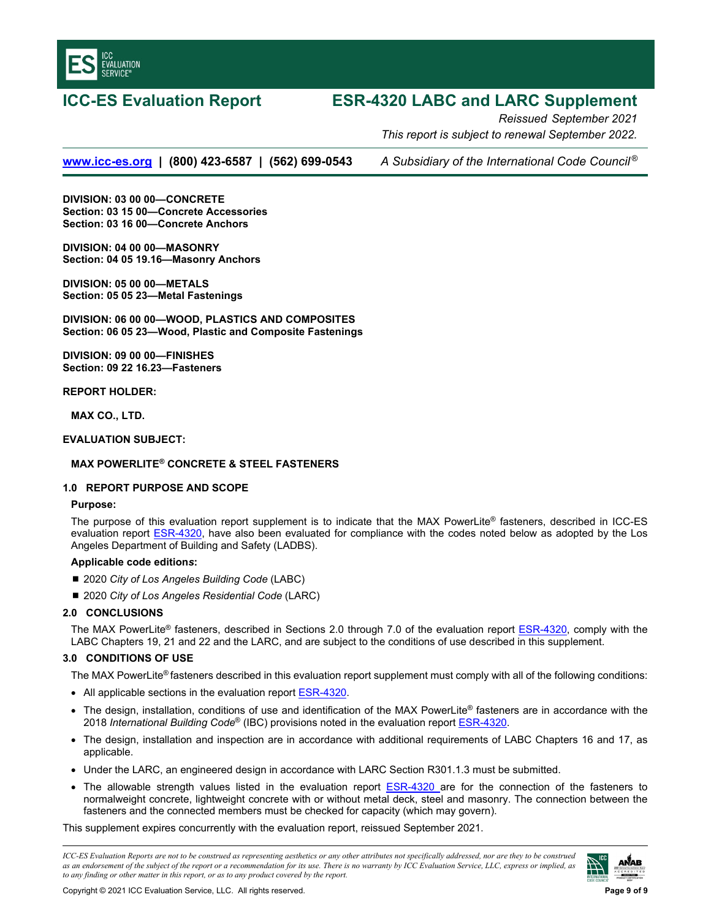# ICC-ES Evaluation Report

# ESR-4320 LABC and LARC Supplement

*Reissued September 2021*

*This report is subject to renewal September 2022.*

**www.icc-es.org | (800) 423-6587 | (562) 699-0543** *A Subsidiary of the International Code Council®*

**DIVISION: 03 00 00—CONCRETE**
**Section: 03 15 00—Concrete Accessories**
**Section: 03 16 00—Concrete Anchors**

**DIVISION: 04 00 00—MASONRY**
**Section: 04 05 19.16—Masonry Anchors**

**DIVISION: 05 00 00—METALS**
**Section: 05 05 23—Metal Fastenings**

**DIVISION: 06 00 00—WOOD, PLASTICS AND COMPOSITES**
**Section: 06 05 23—Wood, Plastic and Composite Fastenings**

**DIVISION: 09 00 00—FINISHES**
**Section: 09 22 16.23—Fasteners**

**REPORT HOLDER:**

**MAX CO., LTD.**

**EVALUATION SUBJECT:**

**MAX POWERLITE® CONCRETE & STEEL FASTENERS**

## 1.0 REPORT PURPOSE AND SCOPE

**Purpose:**

The purpose of this evaluation report supplement is to indicate that the MAX PowerLite® fasteners, described in ICC-ES evaluation report ESR-4320, have also been evaluated for compliance with the codes noted below as adopted by the Los Angeles Department of Building and Safety (LADBS).

**Applicable code editions:**

- 2020 *City of Los Angeles Building Code* (LABC)
- 2020 *City of Los Angeles Residential Code* (LARC)

## 2.0 CONCLUSIONS

The MAX PowerLite® fasteners, described in Sections 2.0 through 7.0 of the evaluation report ESR-4320, comply with the LABC Chapters 19, 21 and 22 and the LARC, and are subject to the conditions of use described in this supplement.

## 3.0 CONDITIONS OF USE

The MAX PowerLite® fasteners described in this evaluation report supplement must comply with all of the following conditions:

- All applicable sections in the evaluation report ESR-4320.
- The design, installation, conditions of use and identification of the MAX PowerLite® fasteners are in accordance with the 2018 *International Building Code®* (IBC) provisions noted in the evaluation report ESR-4320.
- The design, installation and inspection are in accordance with additional requirements of LABC Chapters 16 and 17, as applicable.
- Under the LARC, an engineered design in accordance with LARC Section R301.1.3 must be submitted.
- The allowable strength values listed in the evaluation report ESR-4320 are for the connection of the fasteners to normalweight concrete, lightweight concrete with or without metal deck, steel and masonry. The connection between the fasteners and the connected members must be checked for capacity (which may govern).

This supplement expires concurrently with the evaluation report, reissued September 2021.

*ICC-ES Evaluation Reports are not to be construed as representing aesthetics or any other attributes not specifically addressed, nor are they to be construed as an endorsement of the subject of the report or a recommendation for its use. There is no warranty by ICC Evaluation Service, LLC, express or implied, as to any finding or other matter in this report, or as to any product covered by the report.*

Copyright © 2021 ICC Evaluation Service, LLC. All rights reserved.